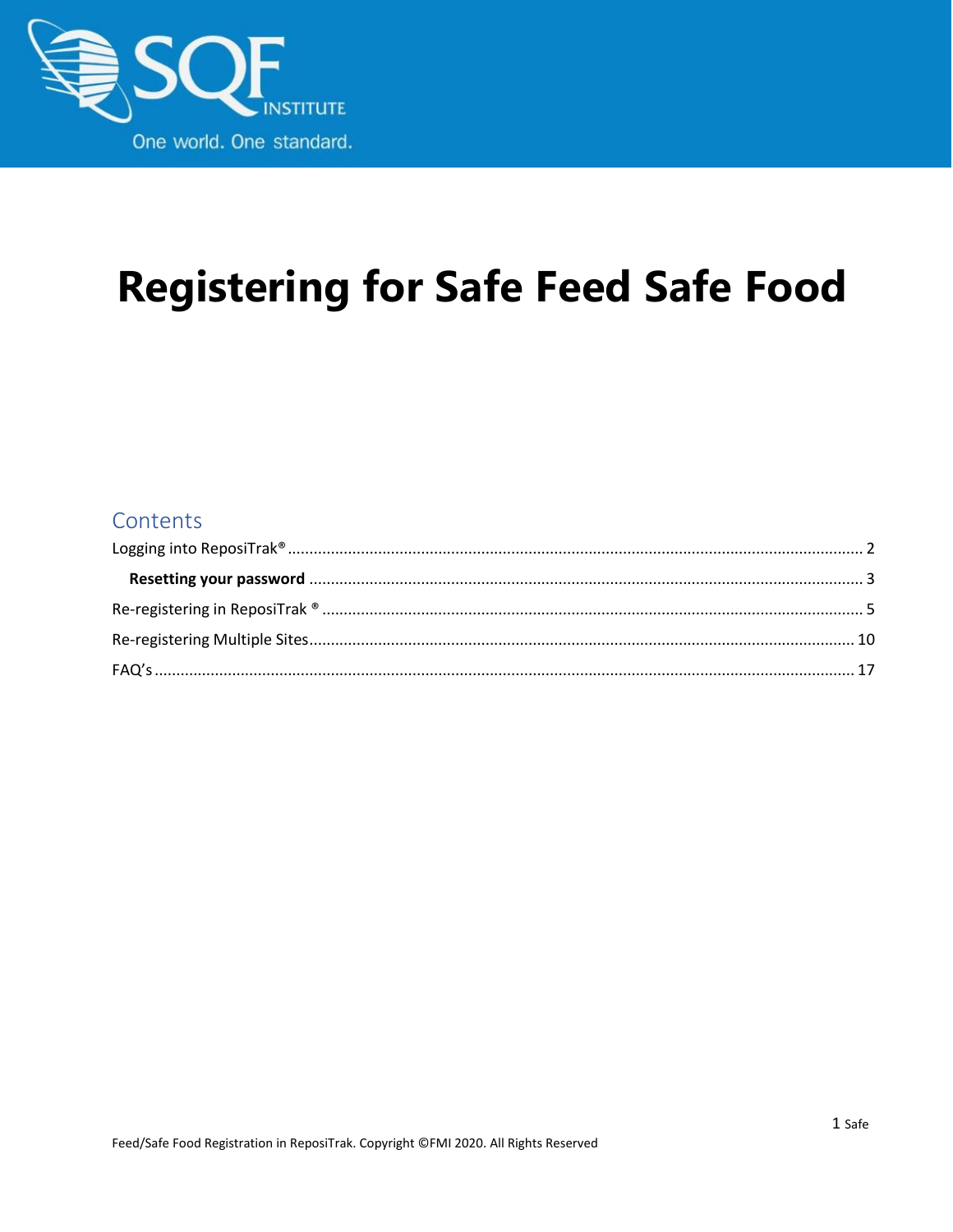SQF INSTITUTE

One world. One standard.

# Registering for Safe Feed Safe Food

## Contents

Logging into ReposiTrak® ..................... 2

**Resetting your password** ..................... 3

Re-registering in ReposiTrak ® ..................... 5

Re-registering Multiple Sites ..................... 10

FAQ's ..................... 17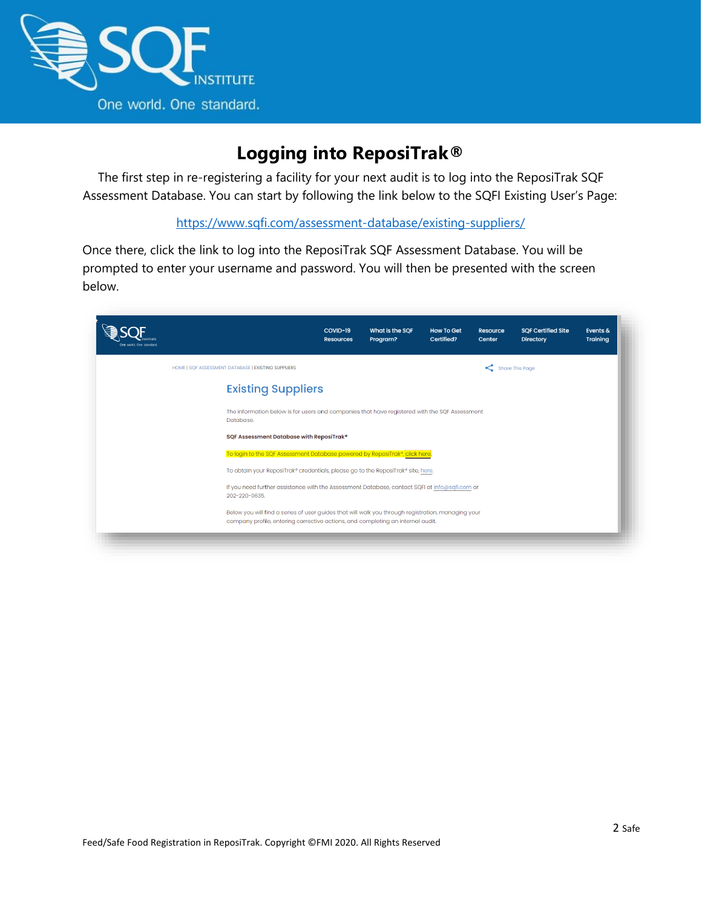# Logging into ReposiTrak®

The first step in re-registering a facility for your next audit is to log into the ReposiTrak SQF Assessment Database. You can start by following the link below to the SQFI Existing User's Page:

https://www.sqfi.com/assessment-database/existing-suppliers/

Once there, click the link to log into the ReposiTrak SQF Assessment Database. You will be prompted to enter your username and password. You will then be presented with the screen below.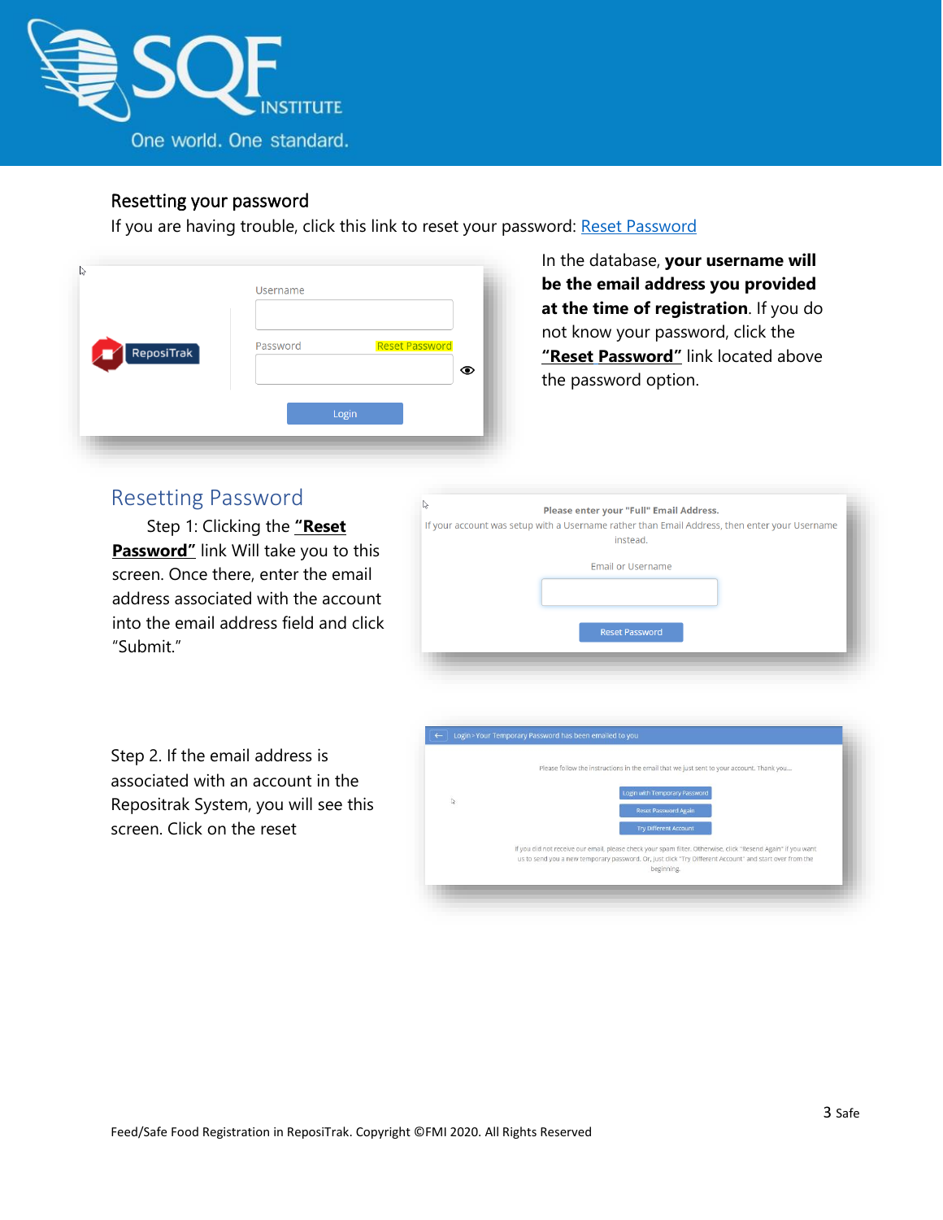## Resetting your password

If you are having trouble, click this link to reset your password: [Reset Password]

In the database, **your username will be the email address you provided at the time of registration**. If you do not know your password, click the **"Reset Password"** link located above the password option.

## Resetting Password

Step 1: Clicking the **"Reset Password"** link Will take you to this screen. Once there, enter the email address associated with the account into the email address field and click "Submit."

Step 2. If the email address is associated with an account in the Repositrak System, you will see this screen. Click on the reset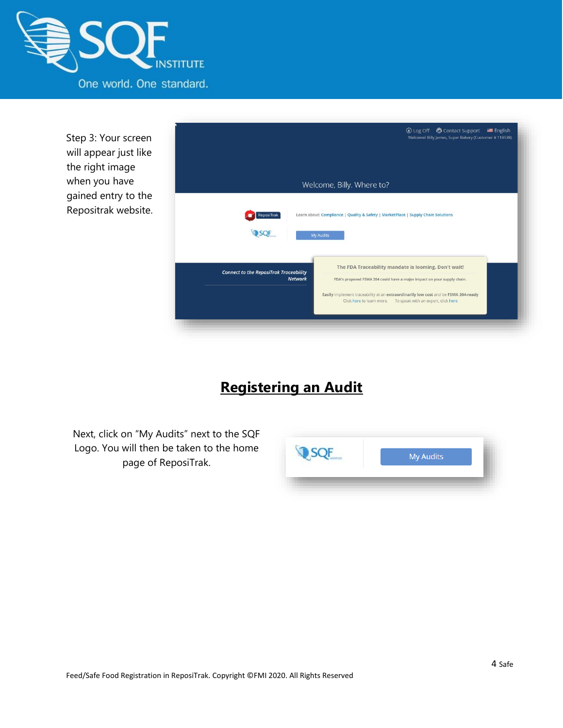Step 3: Your screen will appear just like the right image when you have gained entry to the Repositrak website.

## Registering an Audit

Next, click on "My Audits" next to the SQF Logo. You will then be taken to the home page of ReposiTrak.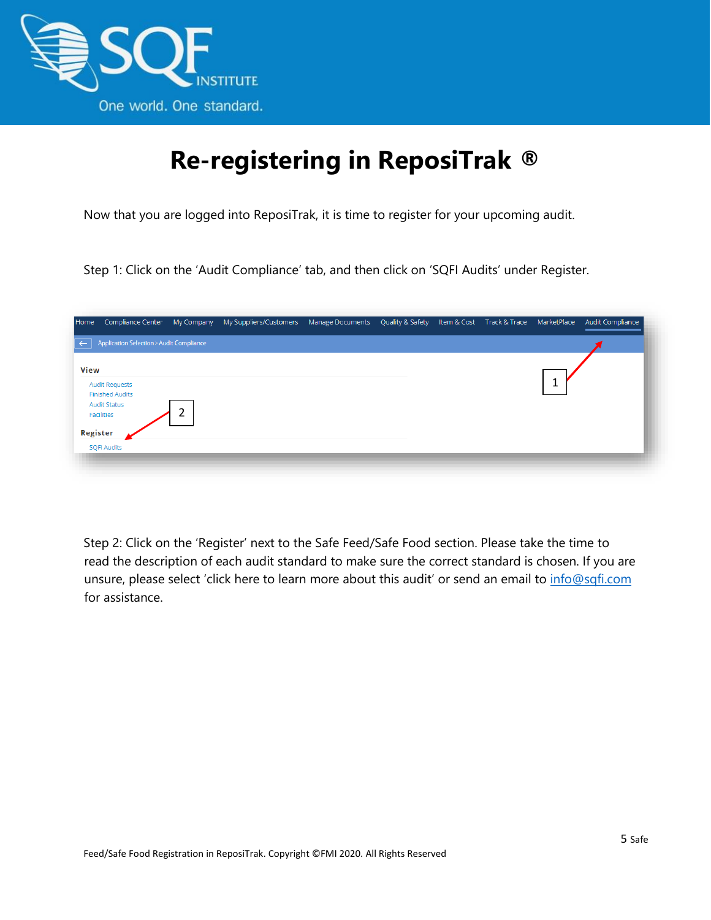# Re-registering in ReposiTrak ®

Now that you are logged into ReposiTrak, it is time to register for your upcoming audit.

Step 1: Click on the 'Audit Compliance' tab, and then click on 'SQFI Audits' under Register.

Step 2: Click on the 'Register' next to the Safe Feed/Safe Food section. Please take the time to read the description of each audit standard to make sure the correct standard is chosen. If you are unsure, please select 'click here to learn more about this audit' or send an email to info@sqfi.com for assistance.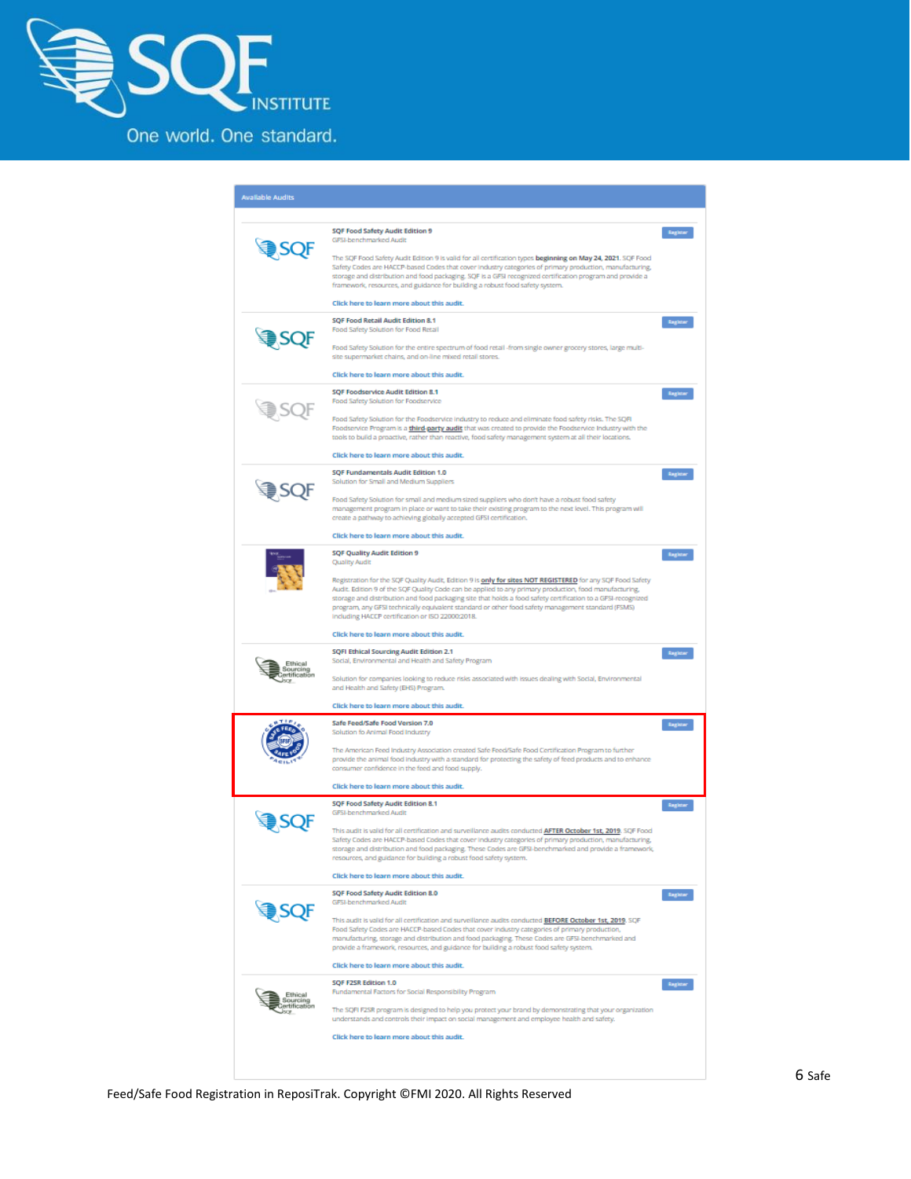Available Audits

**SQF Food Safety Audit Edition 9**
GFSI-benchmarked Audit

The SQF Food Safety Audit Edition 9 is valid for all certification types **beginning on May 24, 2021**. SQF Food Safety Codes are HACCP-based Codes that cover industry categories of primary production, manufacturing, storage and distribution and food packaging. SQF is a GFSI recognized certification program and provide a framework, resources, and guidance for building a robust food safety system.

Click here to learn more about this audit.

**SQF Food Retail Audit Edition 8.1**
Food Safety Solution for Food Retail

Food Safety Solution for the entire spectrum of food retail -from single owner grocery stores, large multi-site supermarket chains, and on-line mixed retail stores.

Click here to learn more about this audit.

**SQF Foodservice Audit Edition 8.1**
Food Safety Solution for Foodservice

Food Safety Solution for the Foodservice industry to reduce and eliminate food safety risks. The SQFI Foodservice Program is a third-party audit that was created to provide the Foodservice Industry with the tools to build a proactive, rather than reactive, food safety management system at all their locations.

Click here to learn more about this audit.

**SQF Fundamentals Audit Edition 1.0**
Solution for Small and Medium Suppliers

Food Safety Solution for small and medium sized suppliers who don't have a robust food safety management program in place or want to take their existing program to the next level. This program will create a pathway to achieving globally accepted GFSI certification.

Click here to learn more about this audit.

**SQF Quality Audit Edition 9**
Quality Audit

Registration for the SQF Quality Audit, Edition 9 is **only for sites NOT REGISTERED** for any SQF Food Safety Audit. Edition 9 of the SQF Quality Code can be applied to any primary production, food manufacturing, storage and distribution and food packaging site that holds a food safety certification to a GFSI-recognized program, any GFSI technically equivalent standard or other food safety management standard (FSMS) including HACCP certification or ISO 22000:2018.

Click here to learn more about this audit.

**SQFI Ethical Sourcing Audit Edition 2.1**
Social, Environmental and Health and Safety Program

Solution for companies looking to reduce risks associated with issues dealing with Social, Environmental and Health and Safety (EHS) Program.

Click here to learn more about this audit.

**Safe Feed/Safe Food Version 7.0**
Solution fo Animal Food Industry

The American Feed Industry Association created Safe Feed/Safe Food Certification Program to further provide the animal food industry with a standard for protecting the safety of feed products and to enhance consumer confidence in the feed and food supply.

Click here to learn more about this audit.

**SQF Food Safety Audit Edition 8.1**
GFSI-benchmarked Audit

This audit is valid for all certification and surveillance audits conducted **AFTER October 1st, 2019**. SQF Food Safety Codes are HACCP-based Codes that cover industry categories of primary production, manufacturing, storage and distribution and food packaging. These Codes are GFSI-benchmarked and provide a framework, resources, and guidance for building a robust food safety system.

Click here to learn more about this audit.

**SQF Food Safety Audit Edition 8.0**
GFSI-benchmarked Audit

This audit is valid for all certification and surveillance audits conducted **BEFORE October 1st, 2019**. SQF Food Safety Codes are HACCP-based Codes that cover industry categories of primary production, manufacturing, storage and distribution and food packaging. These Codes are GFSI-benchmarked and provide a framework, resources, and guidance for building a robust food safety system.

Click here to learn more about this audit.

**SQF F2SR Edition 1.0**
Fundamental Factors for Social Responsibility Program

The SQFI F2SR program is designed to help you protect your brand by demonstrating that your organization understands and controls their impact on social management and employee health and safety.

Click here to learn more about this audit.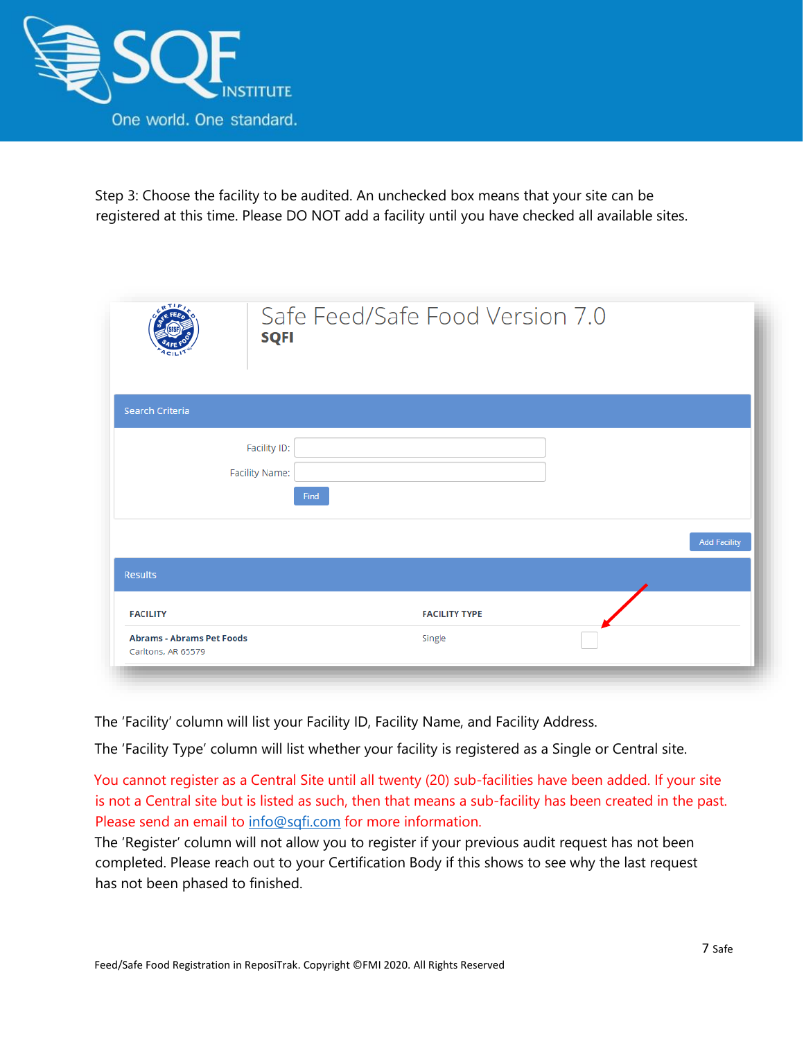Step 3: Choose the facility to be audited. An unchecked box means that your site can be registered at this time. Please DO NOT add a facility until you have checked all available sites.

Safe Feed/Safe Food Version 7.0

**SQFI**

Search Criteria

Facility ID:

Facility Name:

Find

Add Facility

Results

| FACILITY | FACILITY TYPE | |
|---|---|---|
| **Abrams - Abrams Pet Foods** Carltons, AR 65579 | Single | ☐ |

The 'Facility' column will list your Facility ID, Facility Name, and Facility Address.

The 'Facility Type' column will list whether your facility is registered as a Single or Central site.

You cannot register as a Central Site until all twenty (20) sub-facilities have been added. If your site is not a Central site but is listed as such, then that means a sub-facility has been created in the past. Please send an email to info@sqfi.com for more information.

The 'Register' column will not allow you to register if your previous audit request has not been completed. Please reach out to your Certification Body if this shows to see why the last request has not been phased to finished.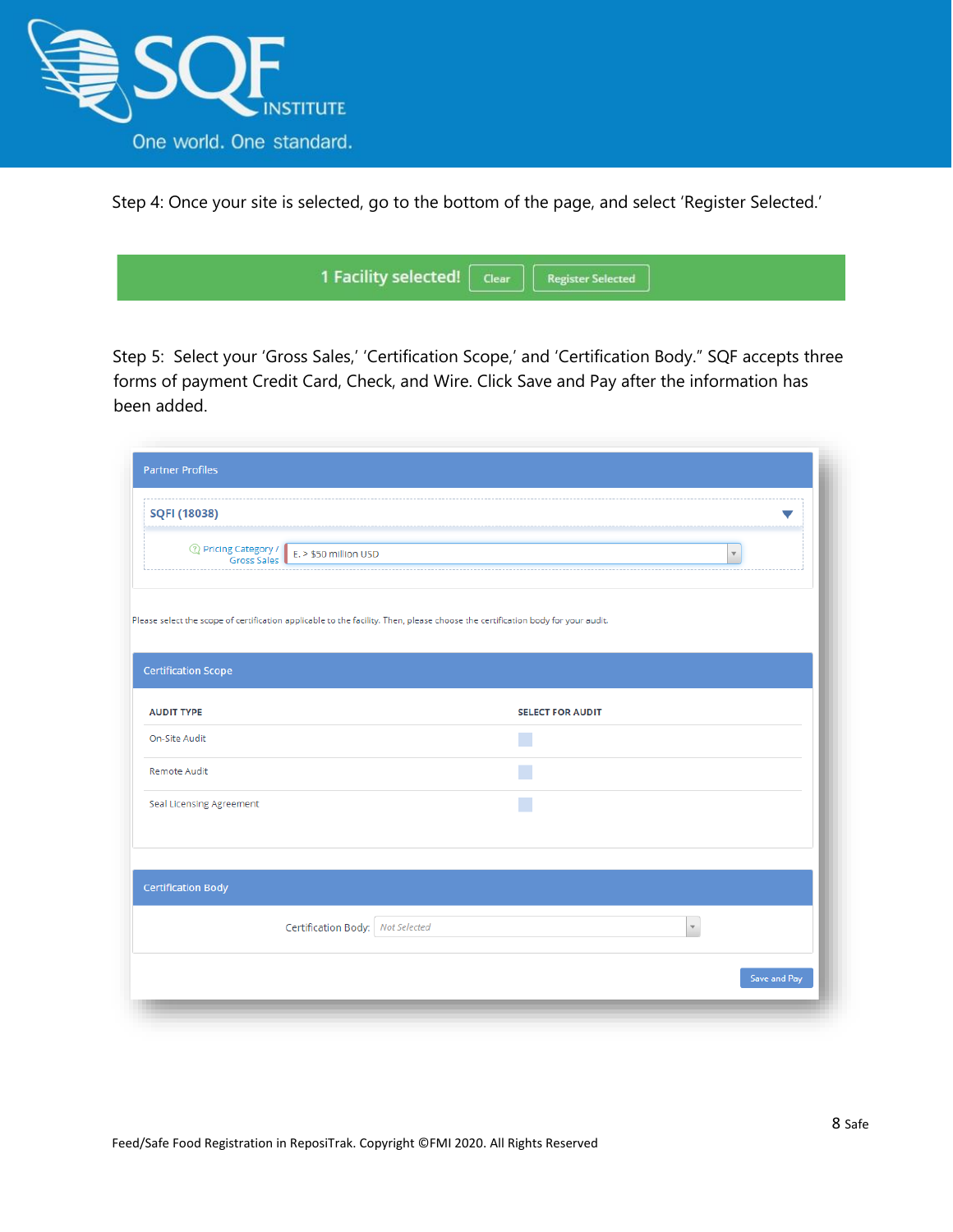Step 4: Once your site is selected, go to the bottom of the page, and select 'Register Selected.'

1 Facility selected! Clear Register Selected

Step 5: Select your 'Gross Sales,' 'Certification Scope,' and 'Certification Body." SQF accepts three forms of payment Credit Card, Check, and Wire. Click Save and Pay after the information has been added.

Partner Profiles

SQFI (18038)

Pricing Category / Gross Sales: E. > $50 million USD

Please select the scope of certification applicable to the facility. Then, please choose the certification body for your audit.

Certification Scope

| AUDIT TYPE | SELECT FOR AUDIT |
| --- | --- |
| On-Site Audit | |
| Remote Audit | |
| Seal Licensing Agreement | |

Certification Body

Certification Body: *Not Selected*

Save and Pay

Feed/Safe Food Registration in ReposiTrak. Copyright ©FMI 2020. All Rights Reserved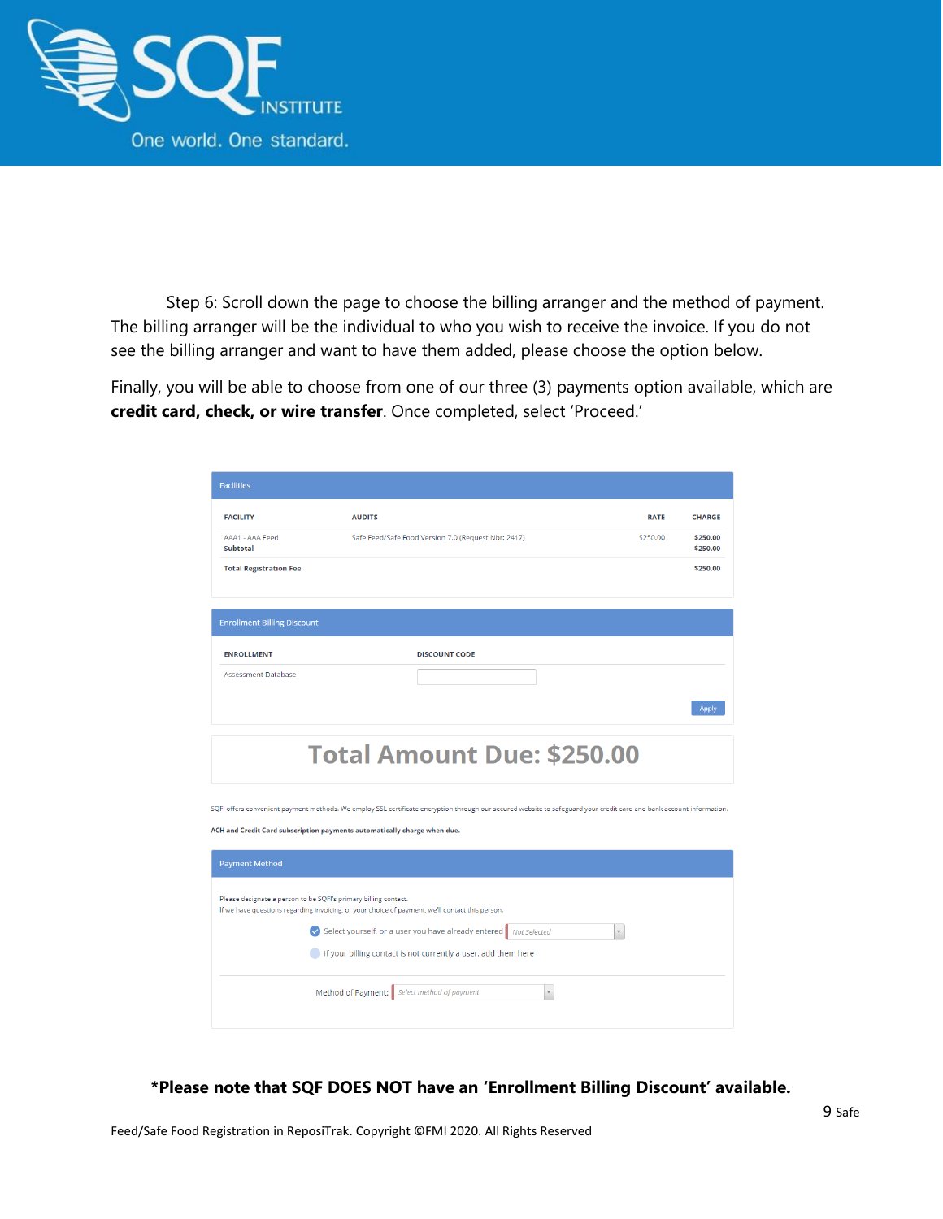Step 6: Scroll down the page to choose the billing arranger and the method of payment. The billing arranger will be the individual to who you wish to receive the invoice. If you do not see the billing arranger and want to have them added, please choose the option below.

Finally, you will be able to choose from one of our three (3) payments option available, which are **credit card, check, or wire transfer**. Once completed, select 'Proceed.'

**Facilities**

| FACILITY | AUDITS | RATE | CHARGE |
| --- | --- | --- | --- |
| AAA1 - AAA Feed | Safe Feed/Safe Food Version 7.0 (Request Nbr: 2417) | $250.00 | $250.00 |
| **Subtotal** | | | $250.00 |
| **Total Registration Fee** | | | $250.00 |

**Enrollment Billing Discount**

| ENROLLMENT | DISCOUNT CODE |
| --- | --- |
| Assessment Database | |

Apply

**Total Amount Due: $250.00**

SQFI offers convenient payment methods. We employ SSL certificate encryption through our secured website to safeguard your credit card and bank account information.

**ACH and Credit Card subscription payments automatically charge when due.**

**Payment Method**

Please designate a person to be SQFI's primary billing contact.
If we have questions regarding invoicing, or your choice of payment, we'll contact this person.

- Select yourself, or a user you have already entered: Not Selected
- If your billing contact is not currently a user, add them here

Method of Payment: Select method of payment

**\*Please note that SQF DOES NOT have an 'Enrollment Billing Discount' available.**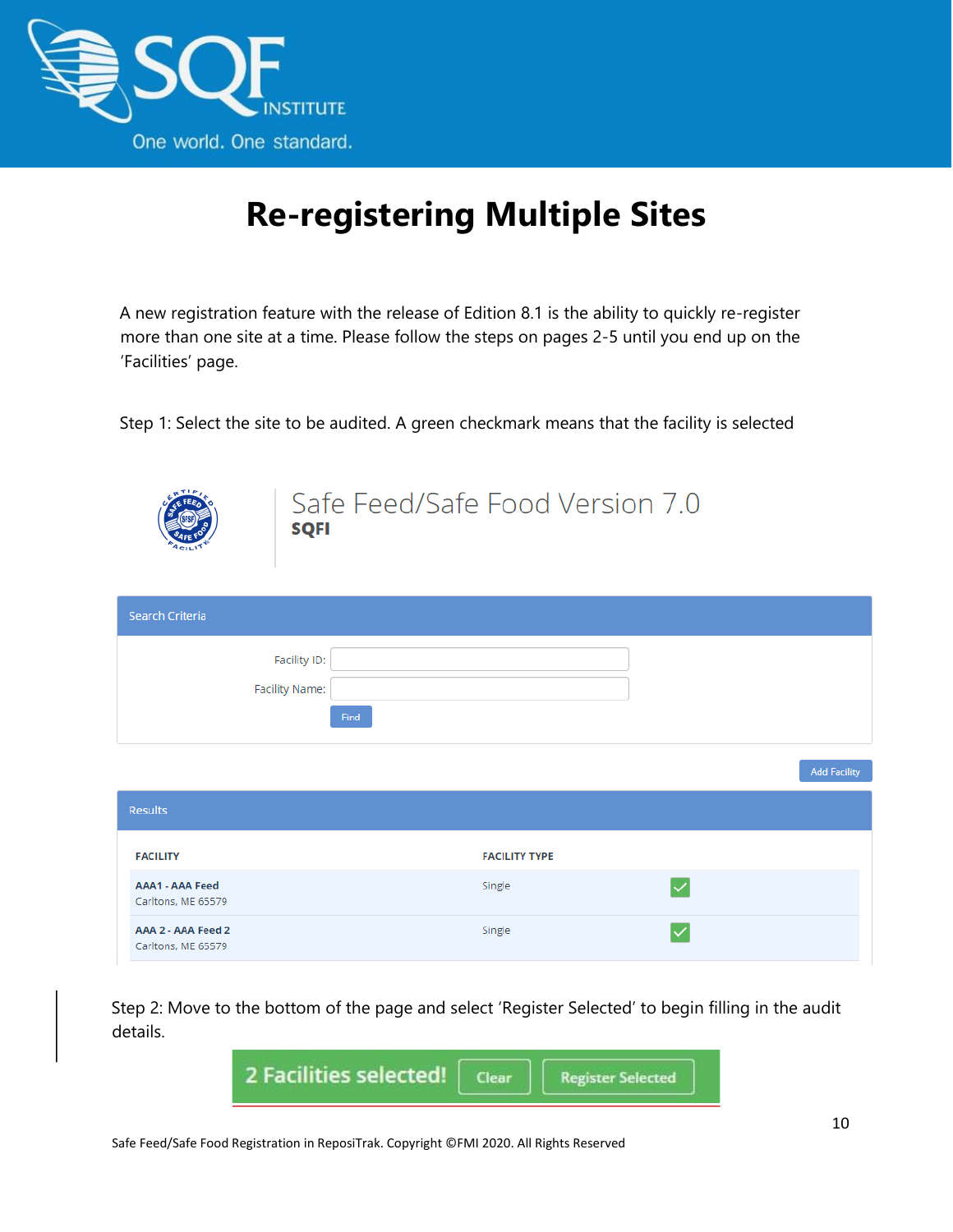# Re-registering Multiple Sites

A new registration feature with the release of Edition 8.1 is the ability to quickly re-register more than one site at a time. Please follow the steps on pages 2-5 until you end up on the 'Facilities' page.

Step 1: Select the site to be audited. A green checkmark means that the facility is selected

Safe Feed/Safe Food Version 7.0

**SQFI**

Search Criteria

Facility ID:

Facility Name:

Find

Add Facility

Results

| FACILITY | FACILITY TYPE | |
|---|---|---|
| **AAA1 - AAA Feed** Carltons, ME 65579 | Single | ✓ |
| **AAA 2 - AAA Feed 2** Carltons, ME 65579 | Single | ✓ |

Step 2: Move to the bottom of the page and select 'Register Selected' to begin filling in the audit details.

2 Facilities selected! Clear Register Selected

Safe Feed/Safe Food Registration in ReposiTrak. Copyright ©FMI 2020. All Rights Reserved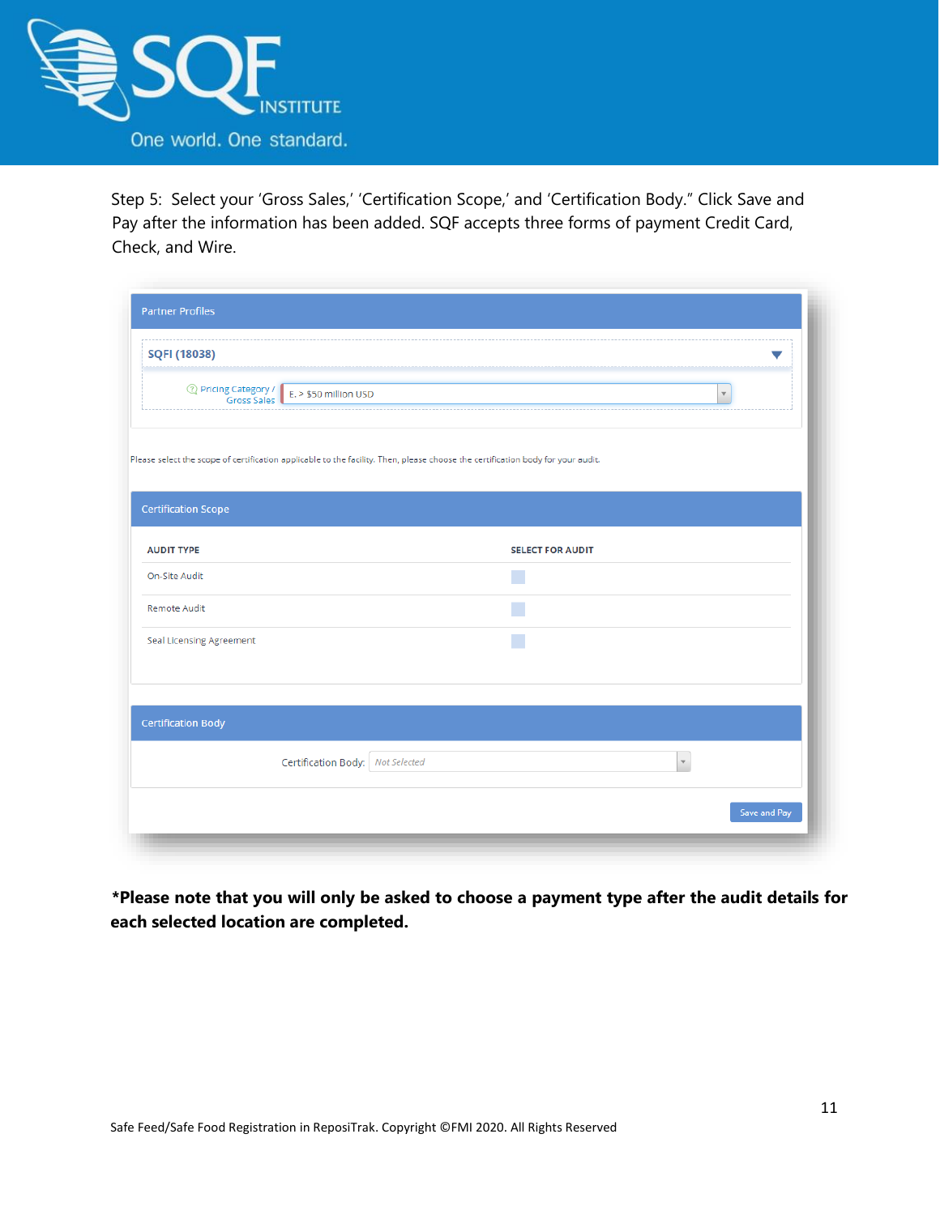Step 5: Select your 'Gross Sales,' 'Certification Scope,' and 'Certification Body." Click Save and Pay after the information has been added. SQF accepts three forms of payment Credit Card, Check, and Wire.

Partner Profiles

SQFI (18038)

Pricing Category / Gross Sales: E. > $50 million USD

Please select the scope of certification applicable to the facility. Then, please choose the certification body for your audit.

Certification Scope

| AUDIT TYPE | SELECT FOR AUDIT |
|---|---|
| On-Site Audit | |
| Remote Audit | |
| Seal Licensing Agreement | |

Certification Body

Certification Body: Not Selected

Save and Pay

**\*Please note that you will only be asked to choose a payment type after the audit details for each selected location are completed.**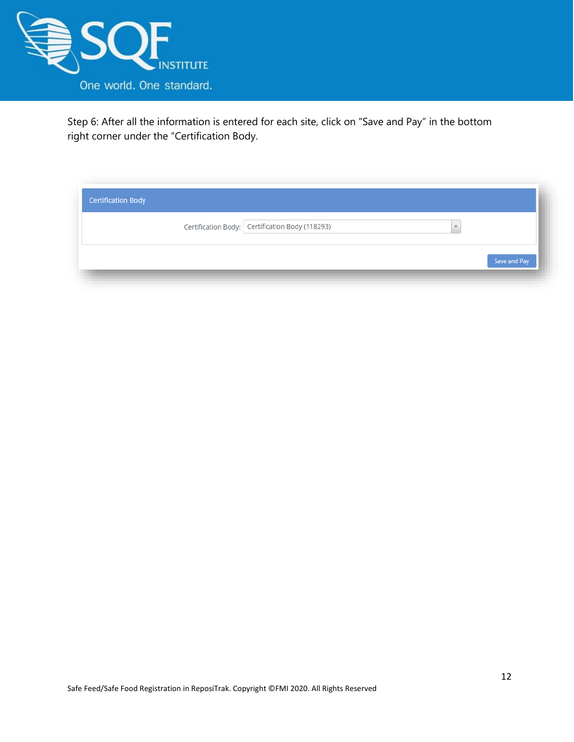Step 6: After all the information is entered for each site, click on "Save and Pay" in the bottom right corner under the "Certification Body.

Certification Body

Certification Body: Certification Body (118293)

Save and Pay

Safe Feed/Safe Food Registration in ReposiTrak. Copyright ©FMI 2020. All Rights Reserved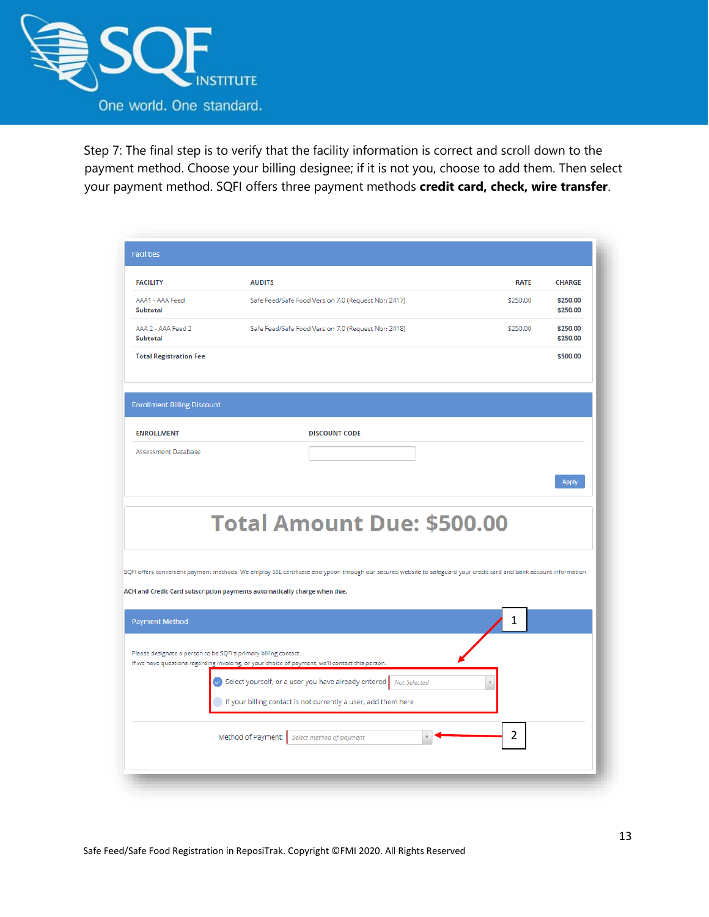Step 7: The final step is to verify that the facility information is correct and scroll down to the payment method. Choose your billing designee; if it is not you, choose to add them. Then select your payment method. SQFI offers three payment methods **credit card, check, wire transfer**.

Facilities

| FACILITY | AUDITS | RATE | CHARGE |
|---|---|---|---|
| AAA1 - AAA Feed | Safe Feed/Safe Food Version 7.0 (Request Nbr: 2417) | $250.00 | $250.00 |
| **Subtotal** | | | **$250.00** |
| AAA 2 - AAA Feed 2 | Safe Feed/Safe Food Version 7.0 (Request Nbr: 2418) | $250.00 | $250.00 |
| **Subtotal** | | | **$250.00** |
| **Total Registration Fee** | | | **$500.00** |

Enrollment Billing Discount

| ENROLLMENT | DISCOUNT CODE |
|---|---|
| Assessment Database | |

Apply

**Total Amount Due: $500.00**

SQFI offers convenient payment methods. We employ SSL certificate encryption through our secured website to safeguard your credit card and bank account information.

**ACH and Credit Card subscription payments automatically charge when due.**

Payment Method

Please designate a person to be SQFI's primary billing contact.
If we have questions regarding invoicing, or your choice of payment, we'll contact this person.

Select yourself, or a user you have already entered — Not Selected

If your billing contact is not currently a user, add them here

Method of Payment: Select method of payment

1

2

Safe Feed/Safe Food Registration in ReposiTrak. Copyright ©FMI 2020. All Rights Reserved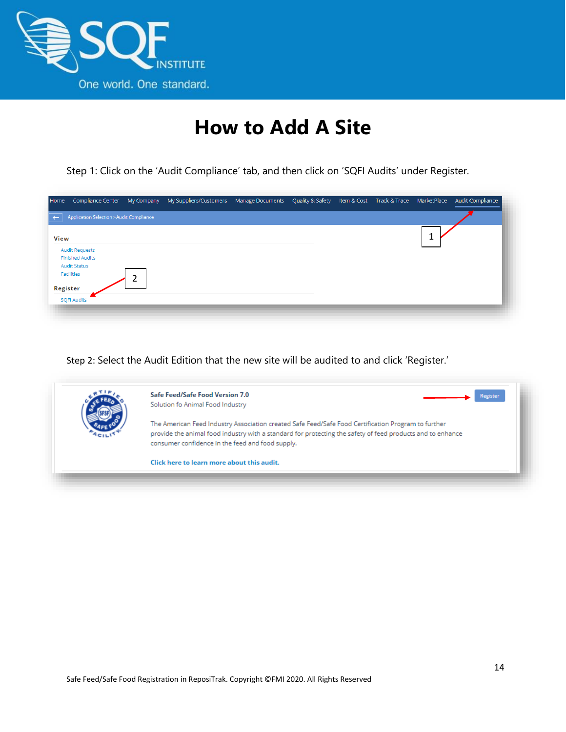# How to Add A Site

Step 1: Click on the 'Audit Compliance' tab, and then click on 'SQFI Audits' under Register.

Step 2: Select the Audit Edition that the new site will be audited to and click 'Register.'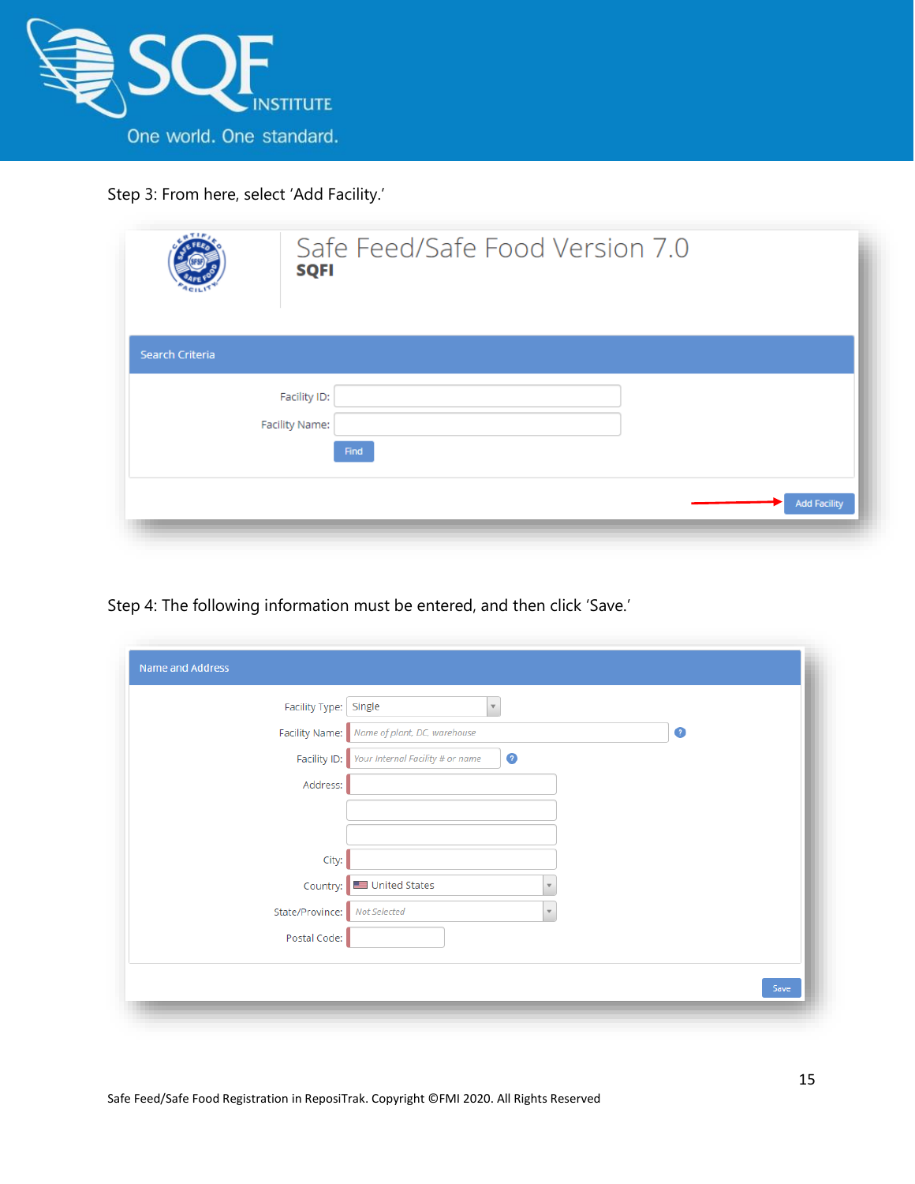Step 3: From here, select 'Add Facility.'

Safe Feed/Safe Food Version 7.0

SQFI

Search Criteria

Facility ID:

Facility Name:

Find

Add Facility

Step 4: The following information must be entered, and then click 'Save.'

Name and Address

Facility Type: Single

Facility Name: Name of plant, DC, warehouse

Facility ID: Your Internal Facility # or name

Address:

City:

Country: United States

State/Province: Not Selected

Postal Code:

Save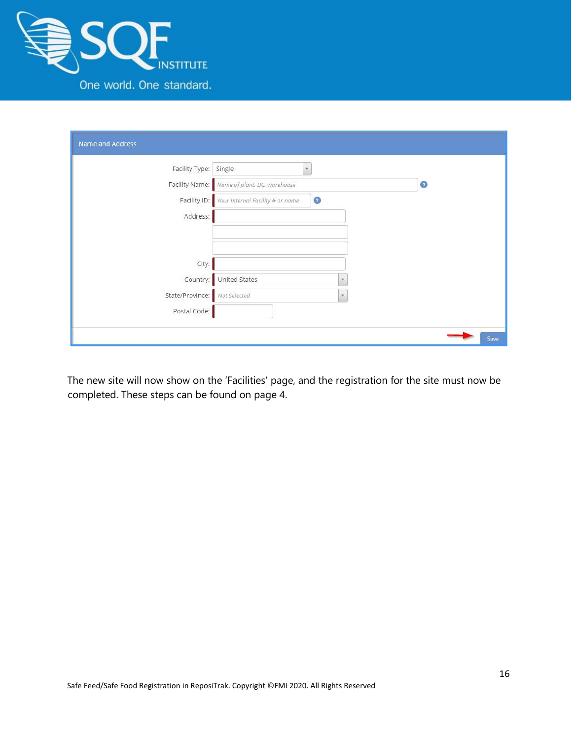Name and Address

Facility Type: Single

Facility Name: Name of plant, DC, warehouse

Facility ID: Your Internal Facility # or name

Address:

City:

Country: United States

State/Province: Not Selected

Postal Code:

Save

The new site will now show on the 'Facilities' page, and the registration for the site must now be completed. These steps can be found on page 4.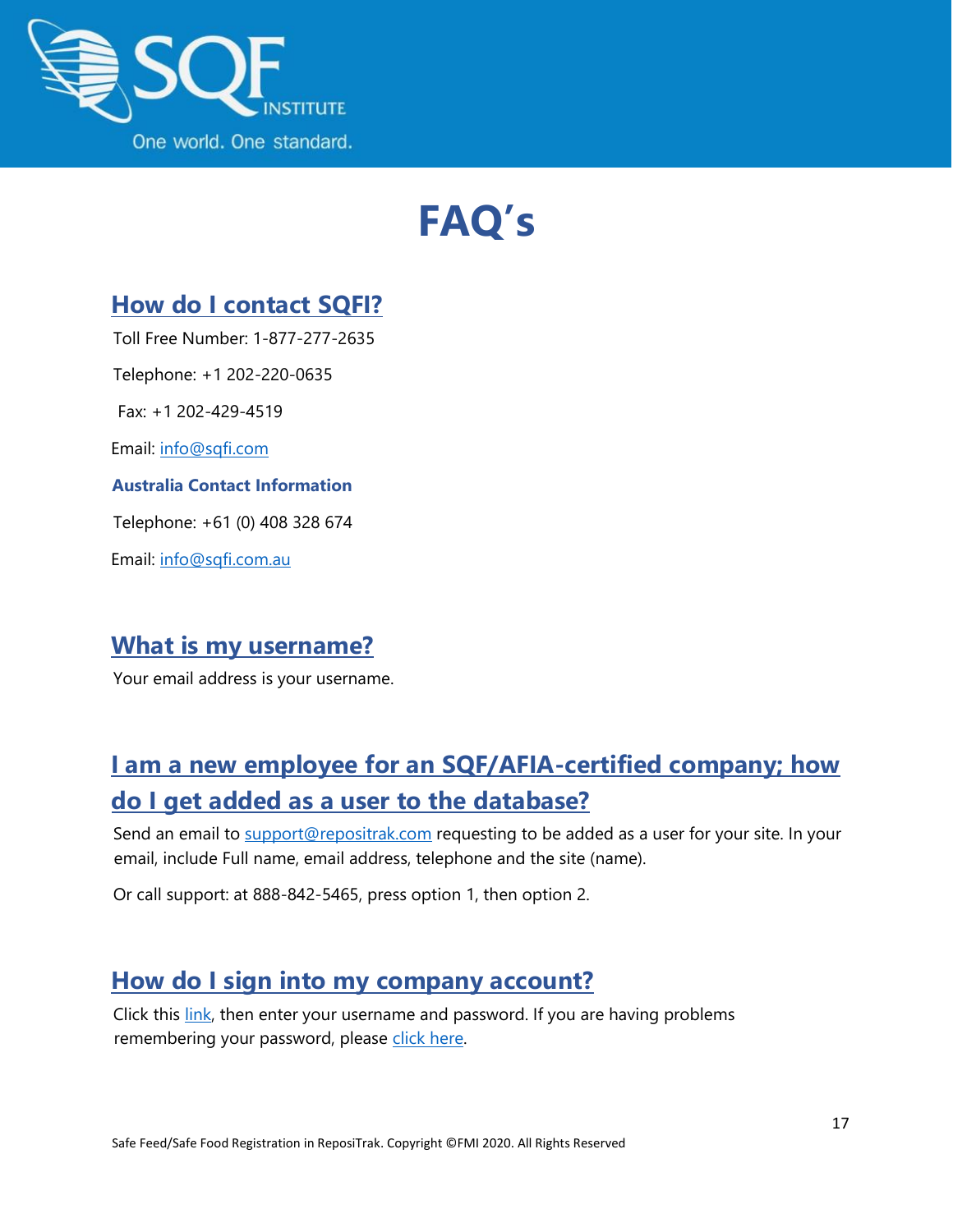# FAQ's

## How do I contact SQFI?

Toll Free Number: 1-877-277-2635

Telephone: +1 202-220-0635

Fax: +1 202-429-4519

Email: info@sqfi.com

**Australia Contact Information**

Telephone: +61 (0) 408 328 674

Email: info@sqfi.com.au

## What is my username?

Your email address is your username.

## I am a new employee for an SQF/AFIA-certified company; how do I get added as a user to the database?

Send an email to support@repositrak.com requesting to be added as a user for your site. In your email, include Full name, email address, telephone and the site (name).

Or call support: at 888-842-5465, press option 1, then option 2.

## How do I sign into my company account?

Click this link, then enter your username and password. If you are having problems remembering your password, please click here.